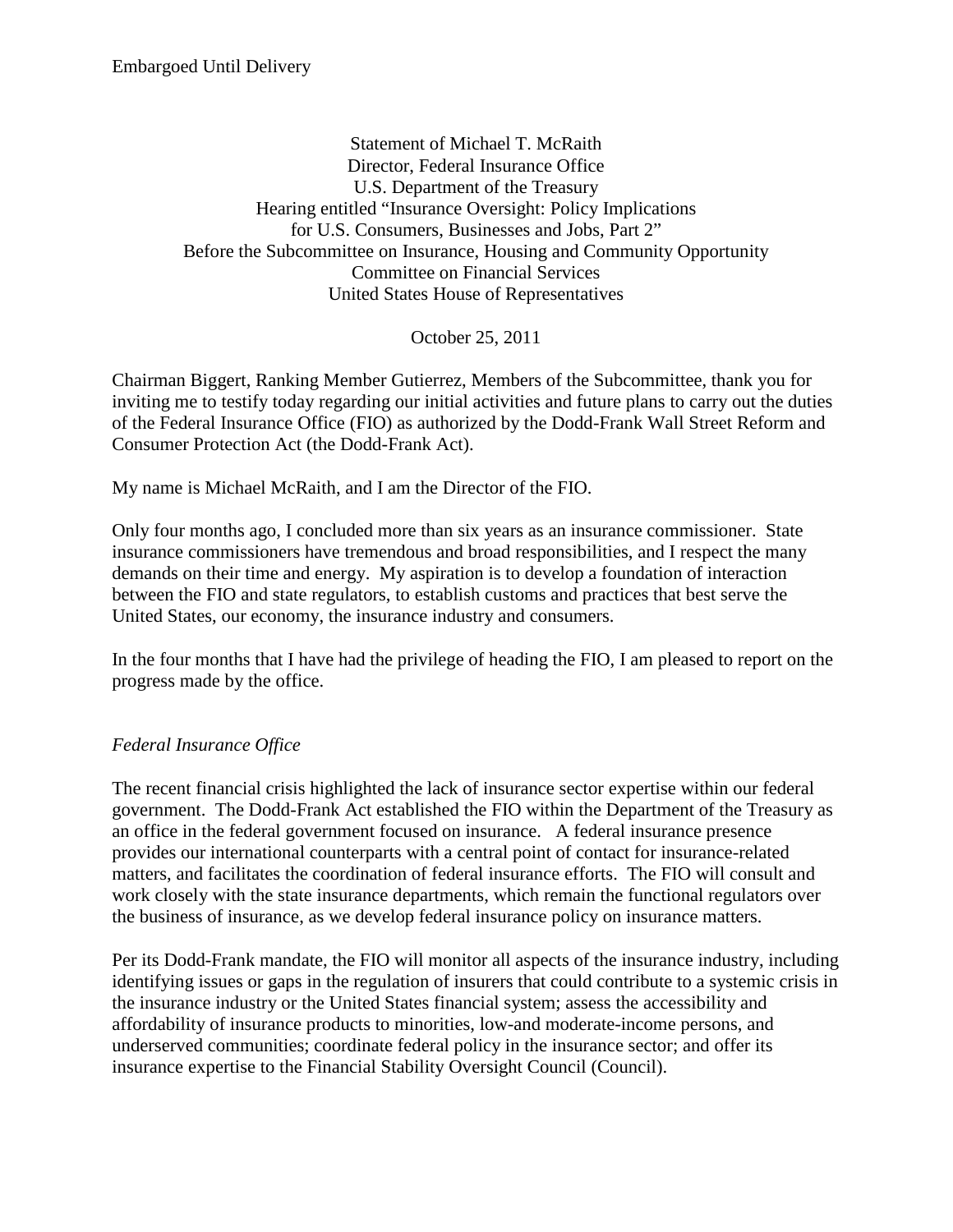Embargoed Until Delivery

Statement of Michael T. McRaith
Director, Federal Insurance Office
U.S. Department of the Treasury
Hearing entitled "Insurance Oversight: Policy Implications for U.S. Consumers, Businesses and Jobs, Part 2"
Before the Subcommittee on Insurance, Housing and Community Opportunity
Committee on Financial Services
United States House of Representatives

October 25, 2011

Chairman Biggert, Ranking Member Gutierrez, Members of the Subcommittee, thank you for inviting me to testify today regarding our initial activities and future plans to carry out the duties of the Federal Insurance Office (FIO) as authorized by the Dodd-Frank Wall Street Reform and Consumer Protection Act (the Dodd-Frank Act).

My name is Michael McRaith, and I am the Director of the FIO.

Only four months ago, I concluded more than six years as an insurance commissioner. State insurance commissioners have tremendous and broad responsibilities, and I respect the many demands on their time and energy. My aspiration is to develop a foundation of interaction between the FIO and state regulators, to establish customs and practices that best serve the United States, our economy, the insurance industry and consumers.

In the four months that I have had the privilege of heading the FIO, I am pleased to report on the progress made by the office.

*Federal Insurance Office*

The recent financial crisis highlighted the lack of insurance sector expertise within our federal government. The Dodd-Frank Act established the FIO within the Department of the Treasury as an office in the federal government focused on insurance. A federal insurance presence provides our international counterparts with a central point of contact for insurance-related matters, and facilitates the coordination of federal insurance efforts. The FIO will consult and work closely with the state insurance departments, which remain the functional regulators over the business of insurance, as we develop federal insurance policy on insurance matters.

Per its Dodd-Frank mandate, the FIO will monitor all aspects of the insurance industry, including identifying issues or gaps in the regulation of insurers that could contribute to a systemic crisis in the insurance industry or the United States financial system; assess the accessibility and affordability of insurance products to minorities, low-and moderate-income persons, and underserved communities; coordinate federal policy in the insurance sector; and offer its insurance expertise to the Financial Stability Oversight Council (Council).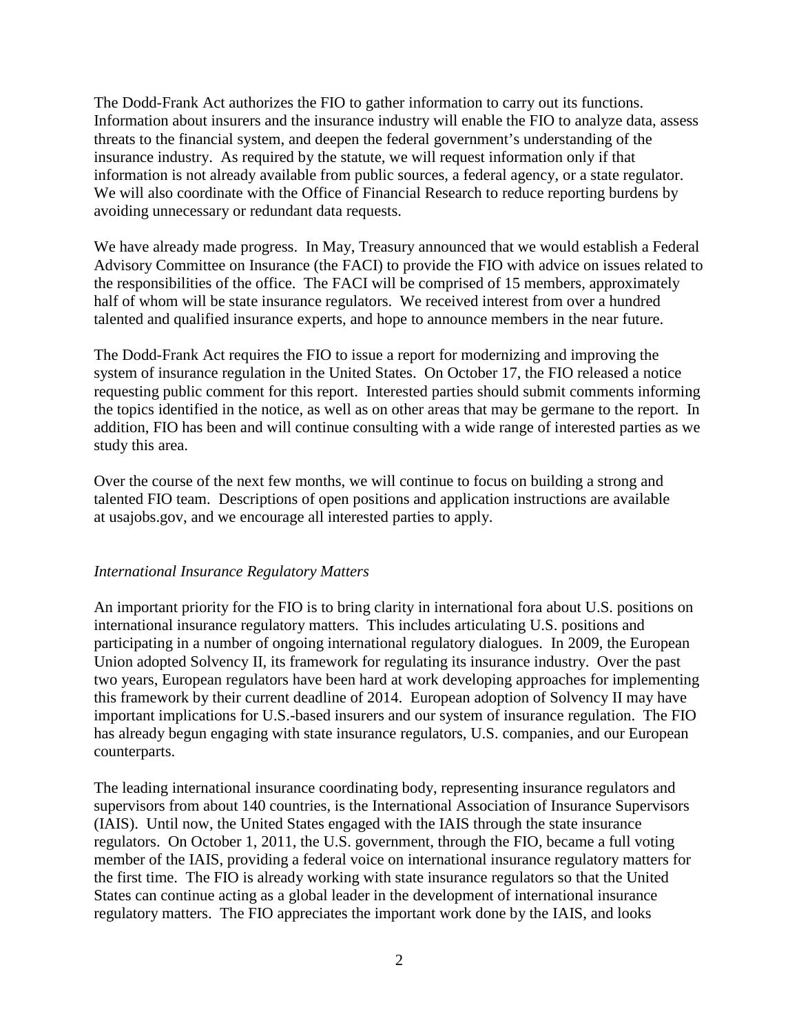The Dodd-Frank Act authorizes the FIO to gather information to carry out its functions. Information about insurers and the insurance industry will enable the FIO to analyze data, assess threats to the financial system, and deepen the federal government's understanding of the insurance industry. As required by the statute, we will request information only if that information is not already available from public sources, a federal agency, or a state regulator. We will also coordinate with the Office of Financial Research to reduce reporting burdens by avoiding unnecessary or redundant data requests.

We have already made progress. In May, Treasury announced that we would establish a Federal Advisory Committee on Insurance (the FACI) to provide the FIO with advice on issues related to the responsibilities of the office. The FACI will be comprised of 15 members, approximately half of whom will be state insurance regulators. We received interest from over a hundred talented and qualified insurance experts, and hope to announce members in the near future.

The Dodd-Frank Act requires the FIO to issue a report for modernizing and improving the system of insurance regulation in the United States. On October 17, the FIO released a notice requesting public comment for this report. Interested parties should submit comments informing the topics identified in the notice, as well as on other areas that may be germane to the report. In addition, FIO has been and will continue consulting with a wide range of interested parties as we study this area.

Over the course of the next few months, we will continue to focus on building a strong and talented FIO team. Descriptions of open positions and application instructions are available at usajobs.gov, and we encourage all interested parties to apply.

*International Insurance Regulatory Matters*

An important priority for the FIO is to bring clarity in international fora about U.S. positions on international insurance regulatory matters. This includes articulating U.S. positions and participating in a number of ongoing international regulatory dialogues. In 2009, the European Union adopted Solvency II, its framework for regulating its insurance industry. Over the past two years, European regulators have been hard at work developing approaches for implementing this framework by their current deadline of 2014. European adoption of Solvency II may have important implications for U.S.-based insurers and our system of insurance regulation. The FIO has already begun engaging with state insurance regulators, U.S. companies, and our European counterparts.

The leading international insurance coordinating body, representing insurance regulators and supervisors from about 140 countries, is the International Association of Insurance Supervisors (IAIS). Until now, the United States engaged with the IAIS through the state insurance regulators. On October 1, 2011, the U.S. government, through the FIO, became a full voting member of the IAIS, providing a federal voice on international insurance regulatory matters for the first time. The FIO is already working with state insurance regulators so that the United States can continue acting as a global leader in the development of international insurance regulatory matters. The FIO appreciates the important work done by the IAIS, and looks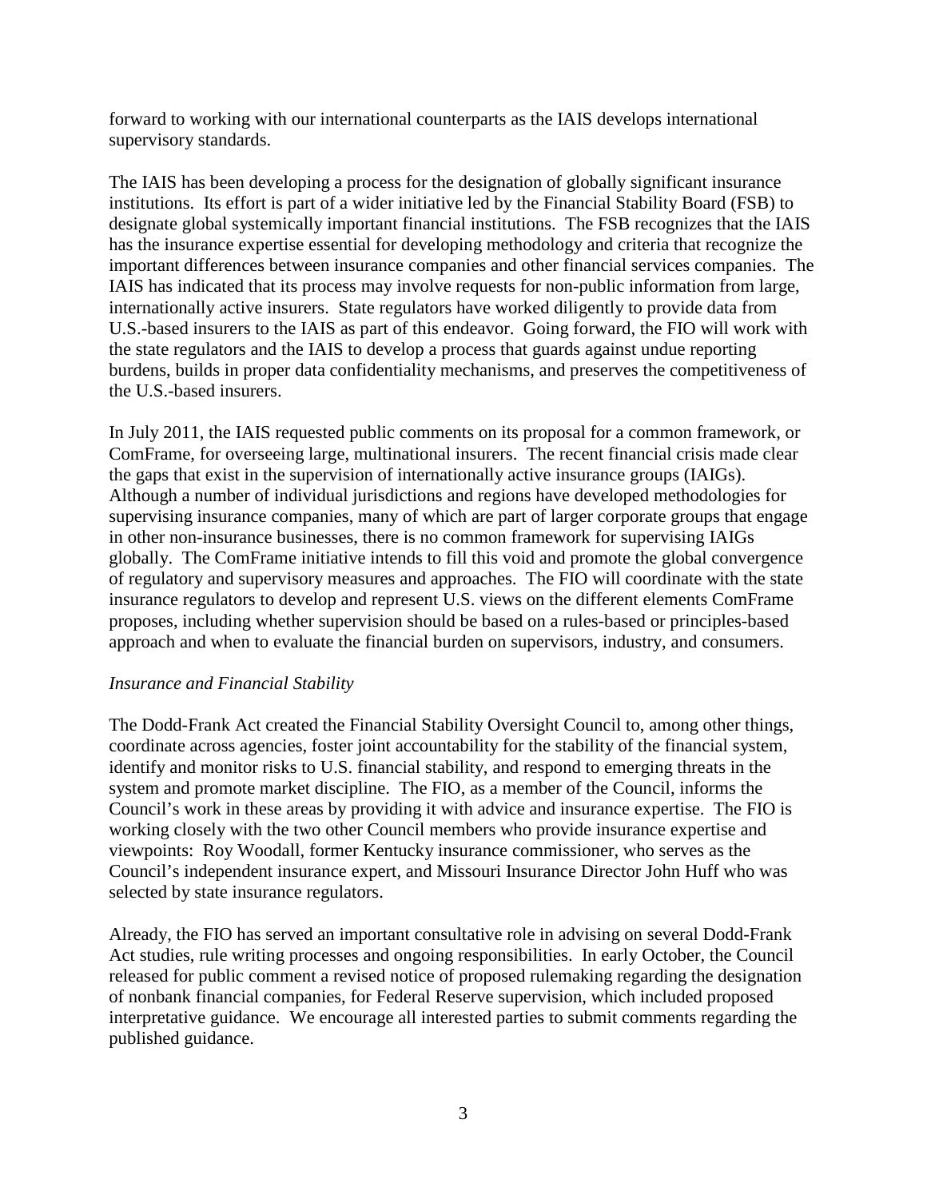forward to working with our international counterparts as the IAIS develops international supervisory standards.

The IAIS has been developing a process for the designation of globally significant insurance institutions. Its effort is part of a wider initiative led by the Financial Stability Board (FSB) to designate global systemically important financial institutions. The FSB recognizes that the IAIS has the insurance expertise essential for developing methodology and criteria that recognize the important differences between insurance companies and other financial services companies. The IAIS has indicated that its process may involve requests for non-public information from large, internationally active insurers. State regulators have worked diligently to provide data from U.S.-based insurers to the IAIS as part of this endeavor. Going forward, the FIO will work with the state regulators and the IAIS to develop a process that guards against undue reporting burdens, builds in proper data confidentiality mechanisms, and preserves the competitiveness of the U.S.-based insurers.

In July 2011, the IAIS requested public comments on its proposal for a common framework, or ComFrame, for overseeing large, multinational insurers. The recent financial crisis made clear the gaps that exist in the supervision of internationally active insurance groups (IAIGs). Although a number of individual jurisdictions and regions have developed methodologies for supervising insurance companies, many of which are part of larger corporate groups that engage in other non-insurance businesses, there is no common framework for supervising IAIGs globally. The ComFrame initiative intends to fill this void and promote the global convergence of regulatory and supervisory measures and approaches. The FIO will coordinate with the state insurance regulators to develop and represent U.S. views on the different elements ComFrame proposes, including whether supervision should be based on a rules-based or principles-based approach and when to evaluate the financial burden on supervisors, industry, and consumers.

*Insurance and Financial Stability*

The Dodd-Frank Act created the Financial Stability Oversight Council to, among other things, coordinate across agencies, foster joint accountability for the stability of the financial system, identify and monitor risks to U.S. financial stability, and respond to emerging threats in the system and promote market discipline. The FIO, as a member of the Council, informs the Council's work in these areas by providing it with advice and insurance expertise. The FIO is working closely with the two other Council members who provide insurance expertise and viewpoints: Roy Woodall, former Kentucky insurance commissioner, who serves as the Council's independent insurance expert, and Missouri Insurance Director John Huff who was selected by state insurance regulators.

Already, the FIO has served an important consultative role in advising on several Dodd-Frank Act studies, rule writing processes and ongoing responsibilities. In early October, the Council released for public comment a revised notice of proposed rulemaking regarding the designation of nonbank financial companies, for Federal Reserve supervision, which included proposed interpretative guidance. We encourage all interested parties to submit comments regarding the published guidance.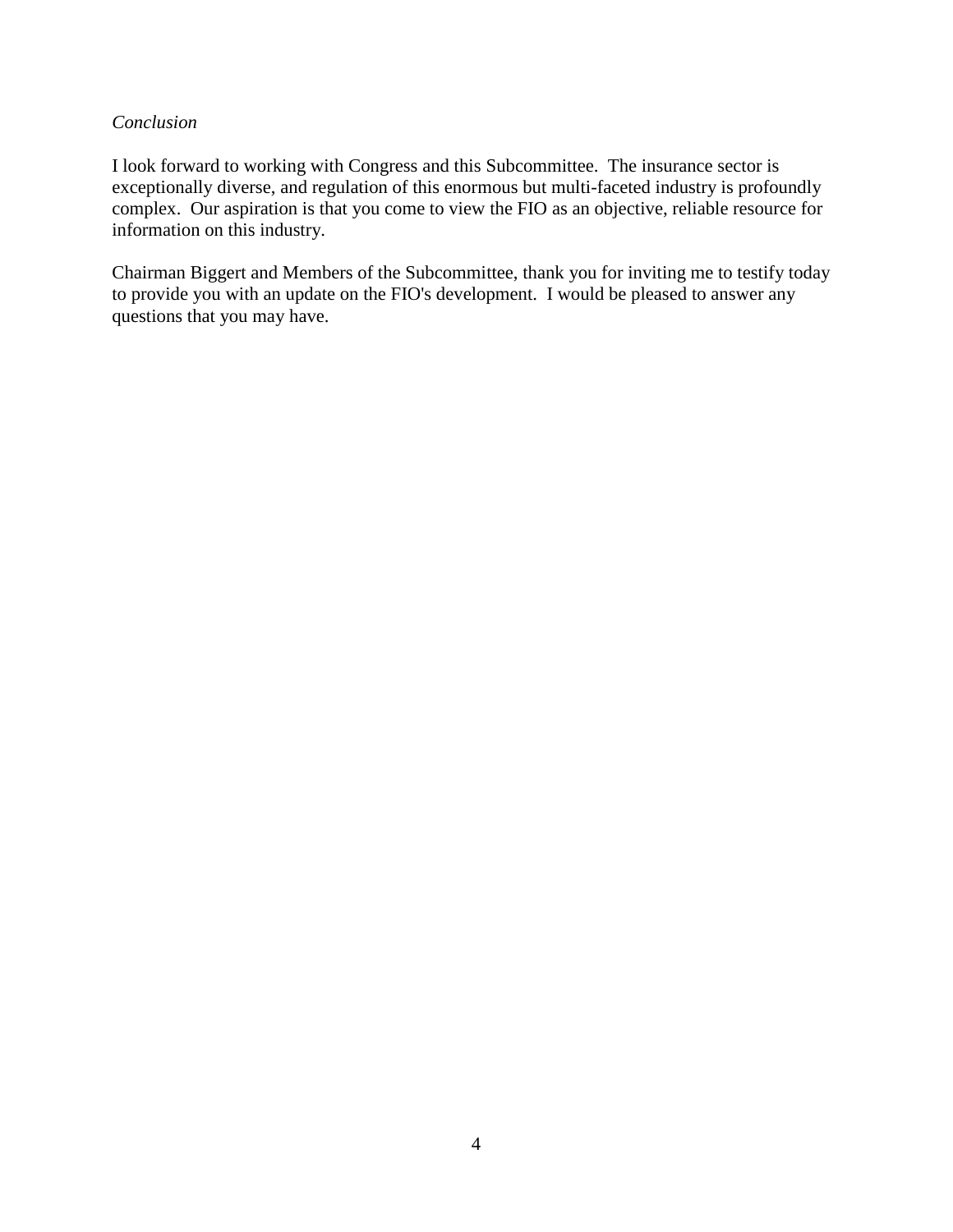*Conclusion*

I look forward to working with Congress and this Subcommittee. The insurance sector is exceptionally diverse, and regulation of this enormous but multi-faceted industry is profoundly complex. Our aspiration is that you come to view the FIO as an objective, reliable resource for information on this industry.

Chairman Biggert and Members of the Subcommittee, thank you for inviting me to testify today to provide you with an update on the FIO's development. I would be pleased to answer any questions that you may have.